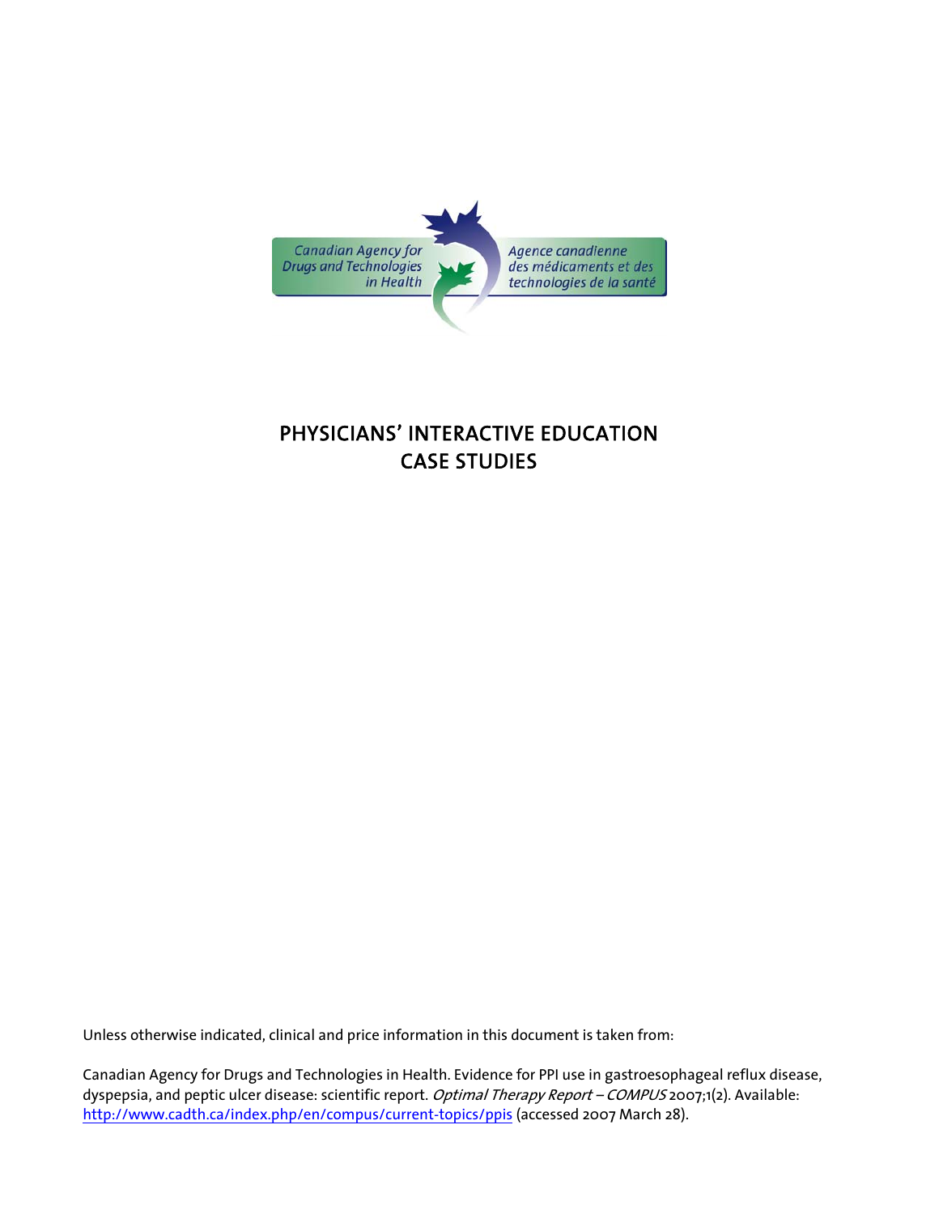Canadian Agency for Drugs and Technologies in Health

Agence canadienne des médicaments et des technologies de la santé

# PHYSICIANS' INTERACTIVE EDUCATION CASE STUDIES

Unless otherwise indicated, clinical and price information in this document is taken from:

Canadian Agency for Drugs and Technologies in Health. Evidence for PPI use in gastroesophageal reflux disease, dyspepsia, and peptic ulcer disease: scientific report. *Optimal Therapy Report – COMPUS* 2007;1(2). Available: [http://www.cadth.ca/index.php/en/compus/current-topics/ppis](http://www.cadth.ca/index.php/en/compus/current-topics/ppis) (accessed 2007 March 28).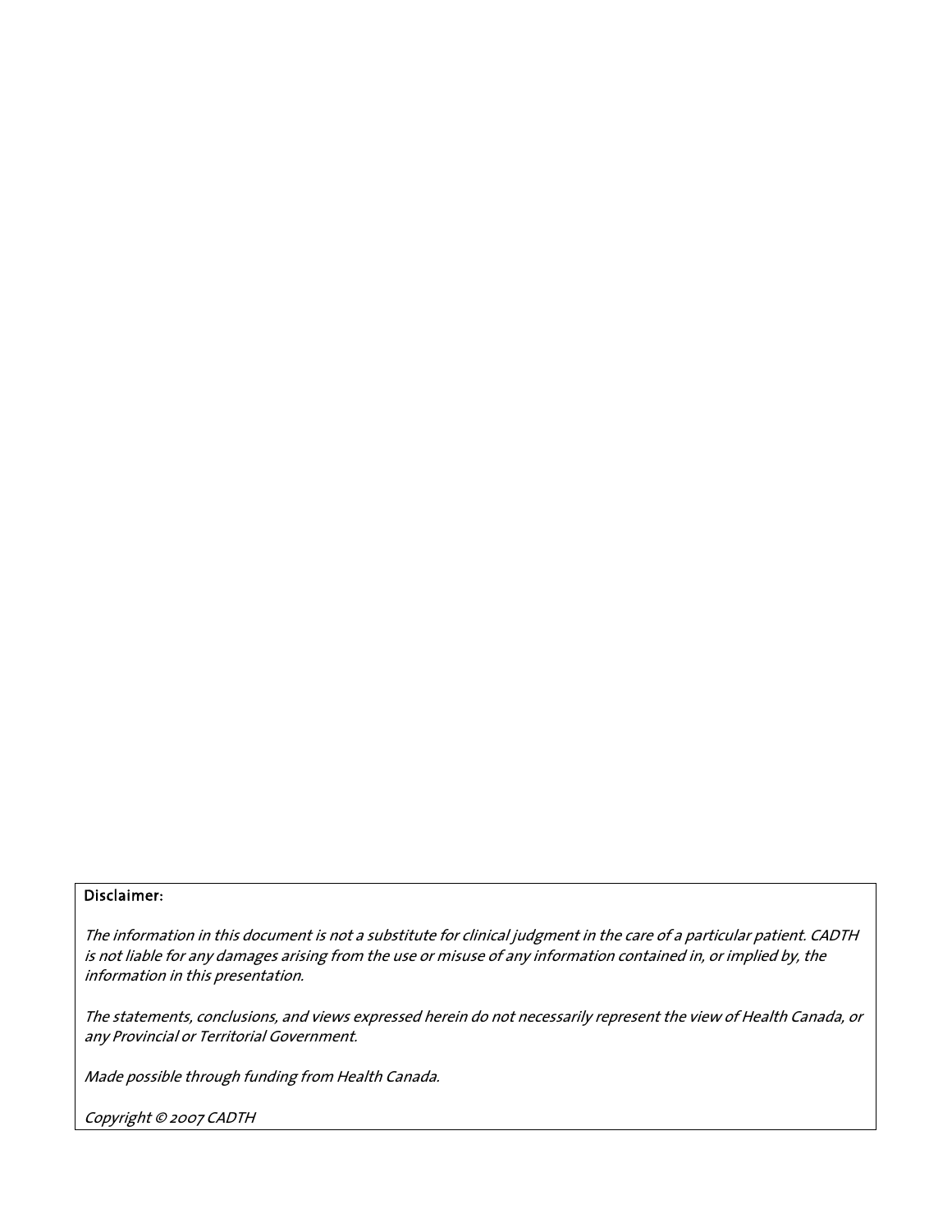**Disclaimer:**

*The information in this document is not a substitute for clinical judgment in the care of a particular patient. CADTH is not liable for any damages arising from the use or misuse of any information contained in, or implied by, the information in this presentation.*

*The statements, conclusions, and views expressed herein do not necessarily represent the view of Health Canada, or any Provincial or Territorial Government.*

*Made possible through funding from Health Canada.*

*Copyright © 2007 CADTH*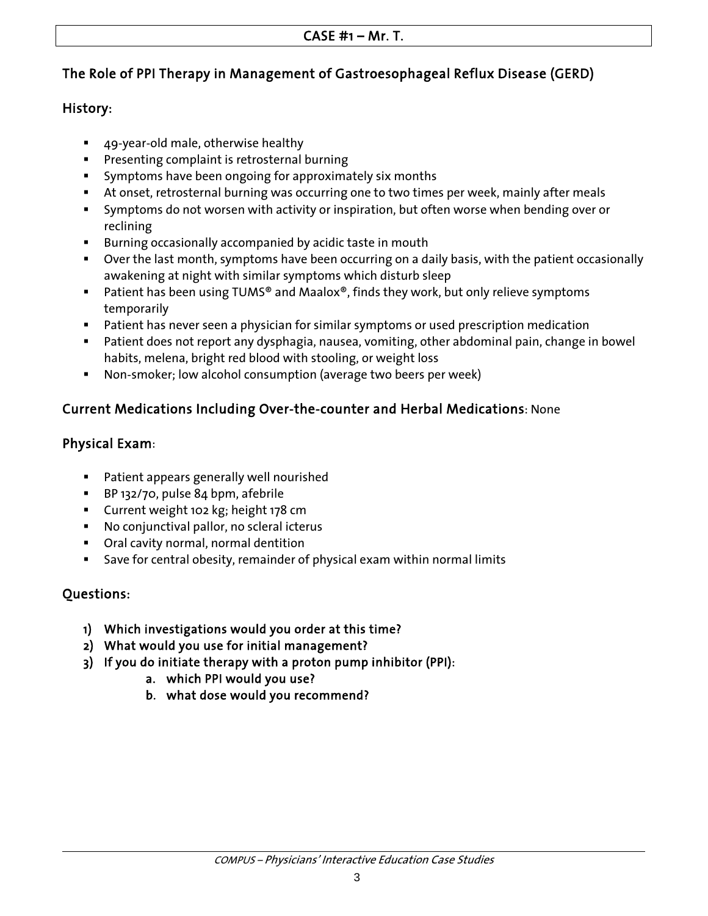# CASE #1 – Mr. T.

## The Role of PPI Therapy in Management of Gastroesophageal Reflux Disease (GERD)

### History:

- 49-year-old male, otherwise healthy
- Presenting complaint is retrosternal burning
- Symptoms have been ongoing for approximately six months
- At onset, retrosternal burning was occurring one to two times per week, mainly after meals
- Symptoms do not worsen with activity or inspiration, but often worse when bending over or reclining
- Burning occasionally accompanied by acidic taste in mouth
- Over the last month, symptoms have been occurring on a daily basis, with the patient occasionally awakening at night with similar symptoms which disturb sleep
- Patient has been using TUMS® and Maalox®, finds they work, but only relieve symptoms temporarily
- Patient has never seen a physician for similar symptoms or used prescription medication
- Patient does not report any dysphagia, nausea, vomiting, other abdominal pain, change in bowel habits, melena, bright red blood with stooling, or weight loss
- Non-smoker; low alcohol consumption (average two beers per week)

### Current Medications Including Over-the-counter and Herbal Medications: None

### Physical Exam:

- Patient appears generally well nourished
- BP 132/70, pulse 84 bpm, afebrile
- Current weight 102 kg; height 178 cm
- No conjunctival pallor, no scleral icterus
- Oral cavity normal, normal dentition
- Save for central obesity, remainder of physical exam within normal limits

### Questions:

1) **Which investigations would you order at this time?**
2) **What would you use for initial management?**
3) **If you do initiate therapy with a proton pump inhibitor (PPI):**
    a. **which PPI would you use?**
    b. **what dose would you recommend?**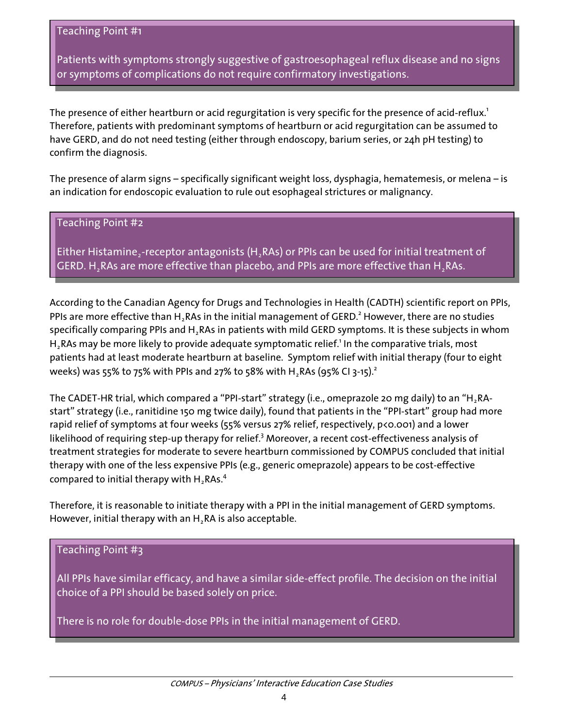### Teaching Point #1

Patients with symptoms strongly suggestive of gastroesophageal reflux disease and no signs or symptoms of complications do not require confirmatory investigations.

The presence of either heartburn or acid regurgitation is very specific for the presence of acid-reflux.[1] Therefore, patients with predominant symptoms of heartburn or acid regurgitation can be assumed to have GERD, and do not need testing (either through endoscopy, barium series, or 24h pH testing) to confirm the diagnosis.

The presence of alarm signs – specifically significant weight loss, dysphagia, hematemesis, or melena – is an indication for endoscopic evaluation to rule out esophageal strictures or malignancy.

### Teaching Point #2

Either Histamine$_2$-receptor antagonists ($H_2$RAs) or PPIs can be used for initial treatment of GERD. $H_2$RAs are more effective than placebo, and PPIs are more effective than $H_2$RAs.

According to the Canadian Agency for Drugs and Technologies in Health (CADTH) scientific report on PPIs, PPIs are more effective than $H_2$RAs in the initial management of GERD.[2] However, there are no studies specifically comparing PPIs and $H_2$RAs in patients with mild GERD symptoms. It is these subjects in whom $H_2$RAs may be more likely to provide adequate symptomatic relief.[1] In the comparative trials, most patients had at least moderate heartburn at baseline. Symptom relief with initial therapy (four to eight weeks) was 55% to 75% with PPIs and 27% to 58% with $H_2$RAs (95% CI 3-15).[2]

The CADET-HR trial, which compared a "PPI-start" strategy (i.e., omeprazole 20 mg daily) to an "$H_2$RA-start" strategy (i.e., ranitidine 150 mg twice daily), found that patients in the "PPI-start" group had more rapid relief of symptoms at four weeks (55% versus 27% relief, respectively, $p<0.001$) and a lower likelihood of requiring step-up therapy for relief.[3] Moreover, a recent cost-effectiveness analysis of treatment strategies for moderate to severe heartburn commissioned by COMPUS concluded that initial therapy with one of the less expensive PPIs (e.g., generic omeprazole) appears to be cost-effective compared to initial therapy with $H_2$RAs.[4]

Therefore, it is reasonable to initiate therapy with a PPI in the initial management of GERD symptoms. However, initial therapy with an $H_2$RA is also acceptable.

### Teaching Point #3

All PPIs have similar efficacy, and have a similar side-effect profile. The decision on the initial choice of a PPI should be based solely on price.

There is no role for double-dose PPIs in the initial management of GERD.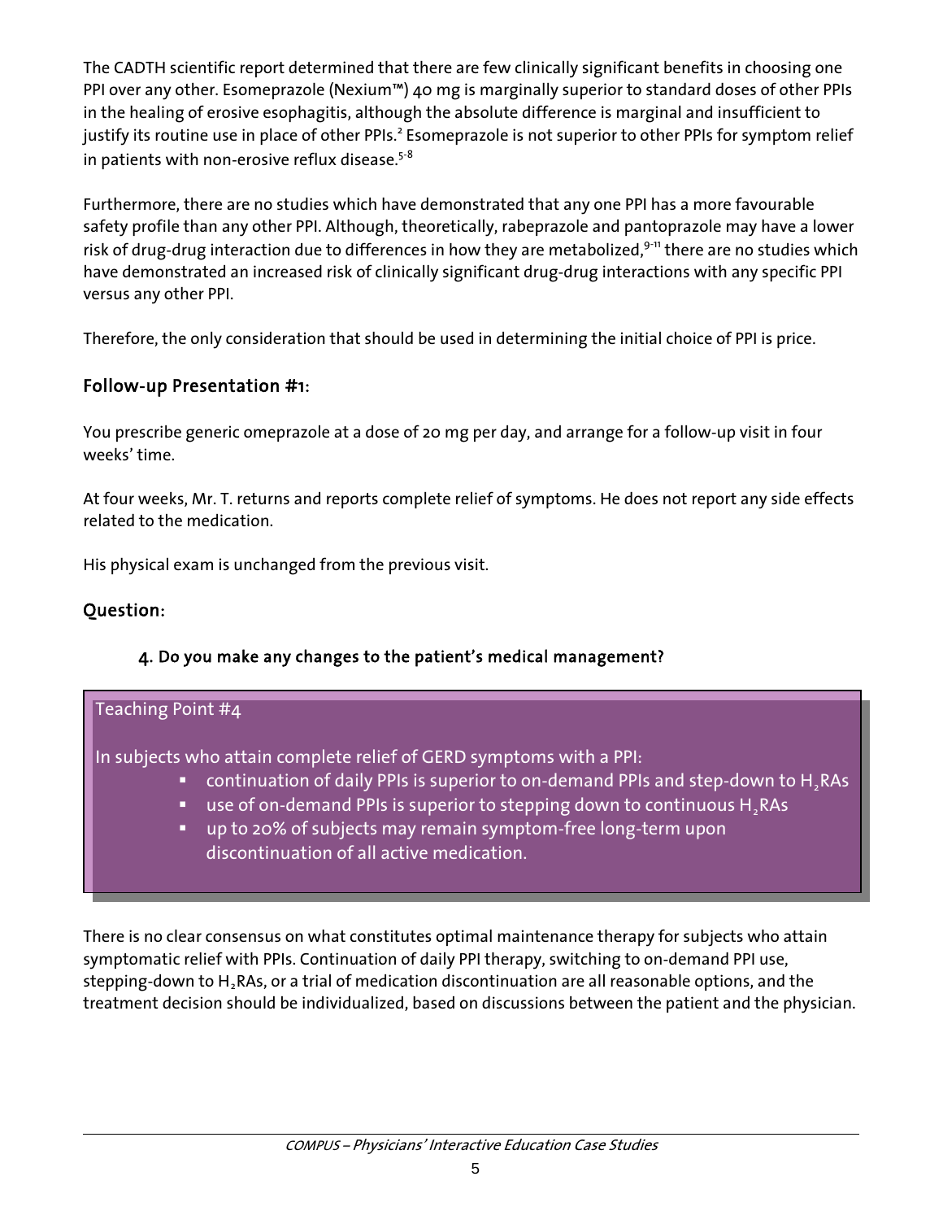The CADTH scientific report determined that there are few clinically significant benefits in choosing one PPI over any other. Esomeprazole (Nexium™) 40 mg is marginally superior to standard doses of other PPIs in the healing of erosive esophagitis, although the absolute difference is marginal and insufficient to justify its routine use in place of other PPIs.[2] Esomeprazole is not superior to other PPIs for symptom relief in patients with non-erosive reflux disease.[5-8]

Furthermore, there are no studies which have demonstrated that any one PPI has a more favourable safety profile than any other PPI. Although, theoretically, rabeprazole and pantoprazole may have a lower risk of drug-drug interaction due to differences in how they are metabolized,[9-11] there are no studies which have demonstrated an increased risk of clinically significant drug-drug interactions with any specific PPI versus any other PPI.

Therefore, the only consideration that should be used in determining the initial choice of PPI is price.

## Follow-up Presentation #1:

You prescribe generic omeprazole at a dose of 20 mg per day, and arrange for a follow-up visit in four weeks' time.

At four weeks, Mr. T. returns and reports complete relief of symptoms. He does not report any side effects related to the medication.

His physical exam is unchanged from the previous visit.

## Question:

### 4. Do you make any changes to the patient's medical management?

**Teaching Point #4**

In subjects who attain complete relief of GERD symptoms with a PPI:

- continuation of daily PPIs is superior to on-demand PPIs and step-down to $H_2$RAs
- use of on-demand PPIs is superior to stepping down to continuous $H_2$RAs
- up to 20% of subjects may remain symptom-free long-term upon discontinuation of all active medication.

There is no clear consensus on what constitutes optimal maintenance therapy for subjects who attain symptomatic relief with PPIs. Continuation of daily PPI therapy, switching to on-demand PPI use, stepping-down to $H_2$RAs, or a trial of medication discontinuation are all reasonable options, and the treatment decision should be individualized, based on discussions between the patient and the physician.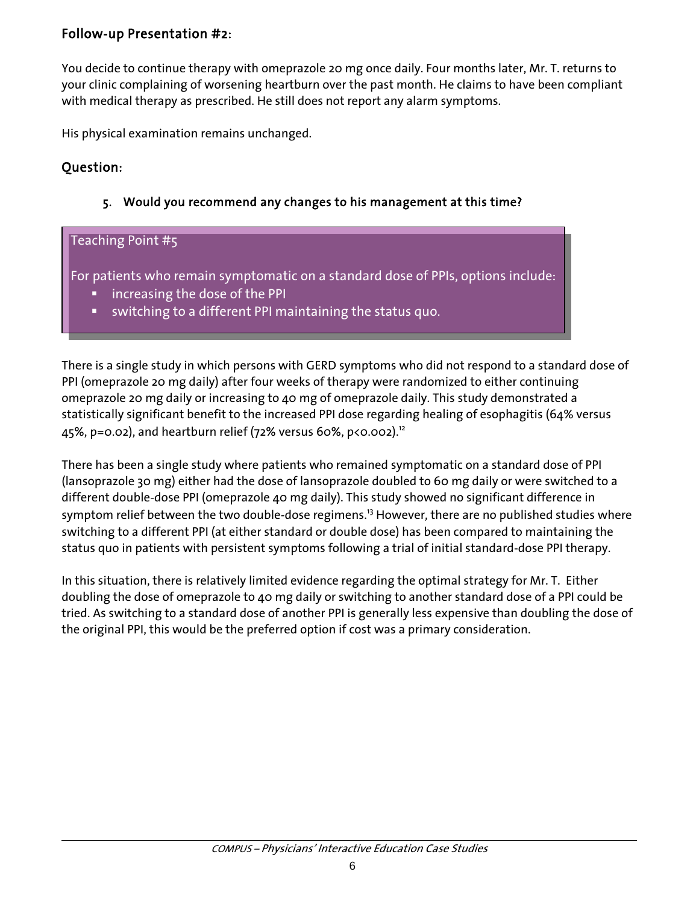## Follow-up Presentation #2:

You decide to continue therapy with omeprazole 20 mg once daily. Four months later, Mr. T. returns to your clinic complaining of worsening heartburn over the past month. He claims to have been compliant with medical therapy as prescribed. He still does not report any alarm symptoms.

His physical examination remains unchanged.

## Question:

5. **Would you recommend any changes to his management at this time?**

> Teaching Point #5
>
> For patients who remain symptomatic on a standard dose of PPIs, options include:
>
> - increasing the dose of the PPI
> - switching to a different PPI maintaining the status quo.

There is a single study in which persons with GERD symptoms who did not respond to a standard dose of PPI (omeprazole 20 mg daily) after four weeks of therapy were randomized to either continuing omeprazole 20 mg daily or increasing to 40 mg of omeprazole daily. This study demonstrated a statistically significant benefit to the increased PPI dose regarding healing of esophagitis (64% versus 45%, $p=0.02$), and heartburn relief (72% versus 60%, $p<0.002$).[12]

There has been a single study where patients who remained symptomatic on a standard dose of PPI (lansoprazole 30 mg) either had the dose of lansoprazole doubled to 60 mg daily or were switched to a different double-dose PPI (omeprazole 40 mg daily). This study showed no significant difference in symptom relief between the two double-dose regimens.[13] However, there are no published studies where switching to a different PPI (at either standard or double dose) has been compared to maintaining the status quo in patients with persistent symptoms following a trial of initial standard-dose PPI therapy.

In this situation, there is relatively limited evidence regarding the optimal strategy for Mr. T. Either doubling the dose of omeprazole to 40 mg daily or switching to another standard dose of a PPI could be tried. As switching to a standard dose of another PPI is generally less expensive than doubling the dose of the original PPI, this would be the preferred option if cost was a primary consideration.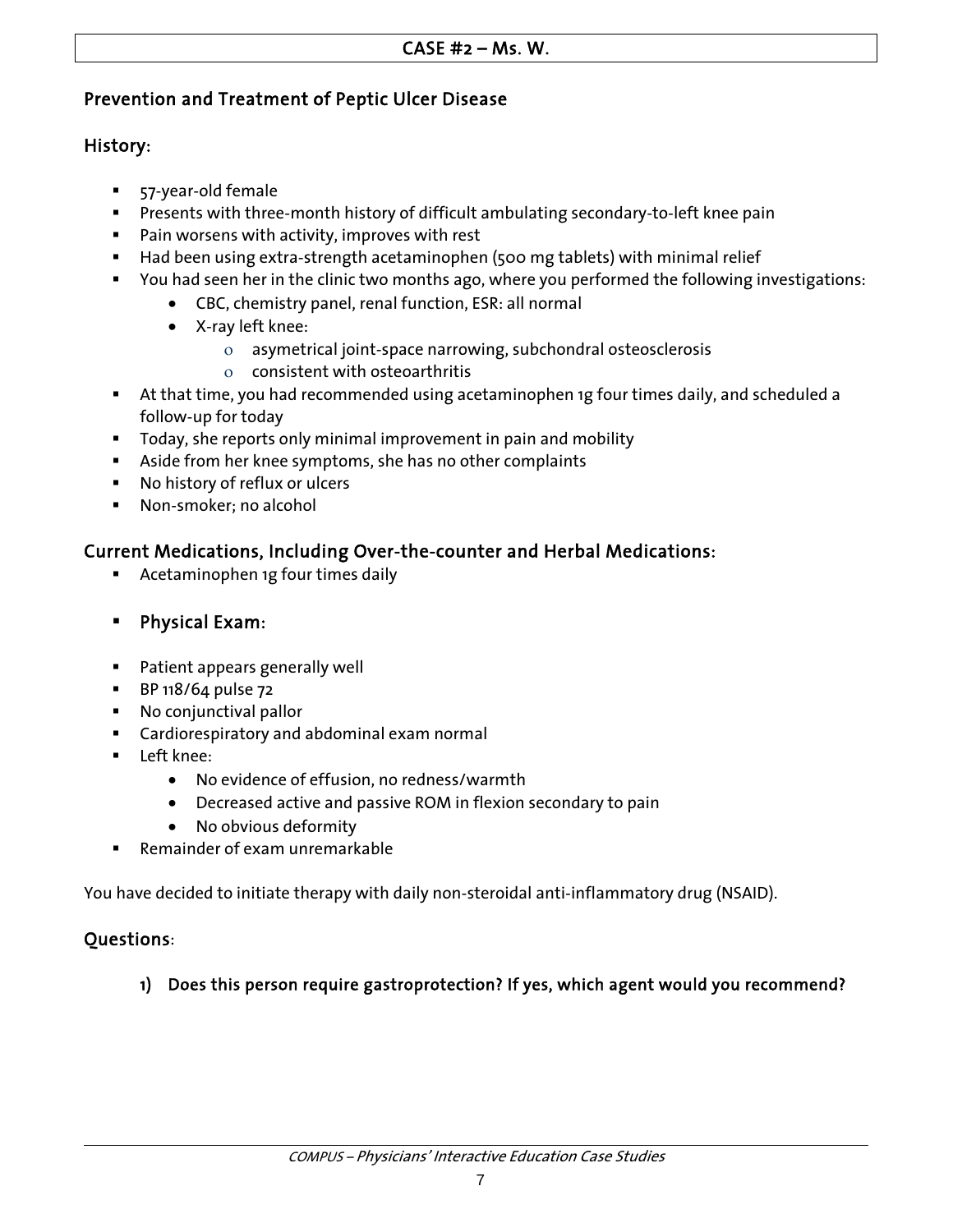## CASE #2 – Ms. W.

### Prevention and Treatment of Peptic Ulcer Disease

### History:

- 57-year-old female
- Presents with three-month history of difficult ambulating secondary-to-left knee pain
- Pain worsens with activity, improves with rest
- Had been using extra-strength acetaminophen (500 mg tablets) with minimal relief
- You had seen her in the clinic two months ago, where you performed the following investigations:
    - CBC, chemistry panel, renal function, ESR: all normal
    - X-ray left knee:
        - asymetrical joint-space narrowing, subchondral osteosclerosis
        - consistent with osteoarthritis
- At that time, you had recommended using acetaminophen 1g four times daily, and scheduled a follow-up for today
- Today, she reports only minimal improvement in pain and mobility
- Aside from her knee symptoms, she has no other complaints
- No history of reflux or ulcers
- Non-smoker; no alcohol

### Current Medications, Including Over-the-counter and Herbal Medications:

- Acetaminophen 1g four times daily

### Physical Exam:

- Patient appears generally well
- BP 118/64 pulse 72
- No conjunctival pallor
- Cardiorespiratory and abdominal exam normal
- Left knee:
    - No evidence of effusion, no redness/warmth
    - Decreased active and passive ROM in flexion secondary to pain
    - No obvious deformity
- Remainder of exam unremarkable

You have decided to initiate therapy with daily non-steroidal anti-inflammatory drug (NSAID).

### Questions:

1) **Does this person require gastroprotection? If yes, which agent would you recommend?**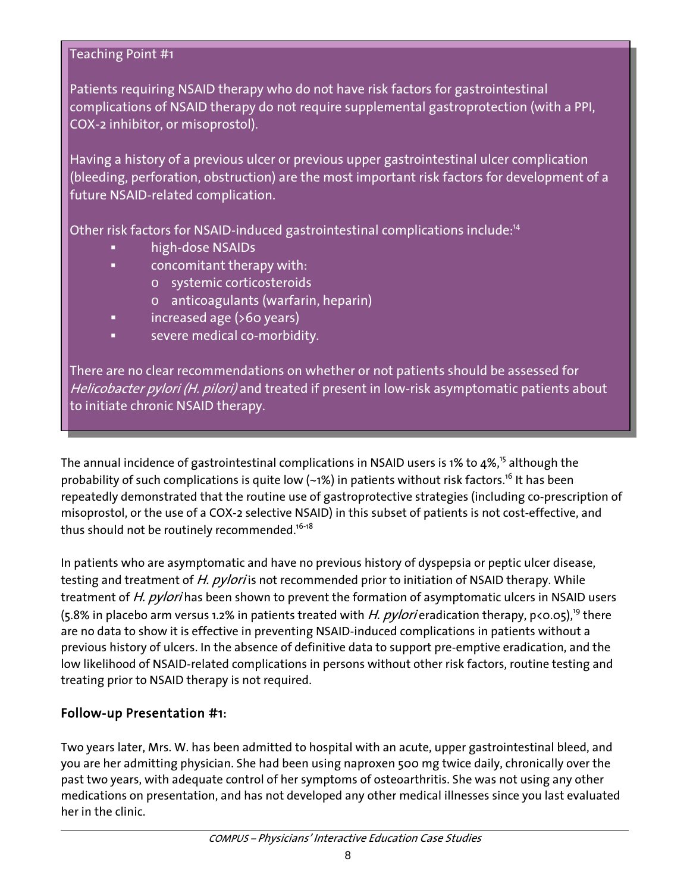Teaching Point #1

Patients requiring NSAID therapy who do not have risk factors for gastrointestinal complications of NSAID therapy do not require supplemental gastroprotection (with a PPI, COX-2 inhibitor, or misoprostol).

Having a history of a previous ulcer or previous upper gastrointestinal ulcer complication (bleeding, perforation, obstruction) are the most important risk factors for development of a future NSAID-related complication.

Other risk factors for NSAID-induced gastrointestinal complications include:[14]

- high-dose NSAIDs
- concomitant therapy with:
  - systemic corticosteroids
  - anticoagulants (warfarin, heparin)
- increased age (>60 years)
- severe medical co-morbidity.

There are no clear recommendations on whether or not patients should be assessed for *Helicobacter pylori (H. pilori)* and treated if present in low-risk asymptomatic patients about to initiate chronic NSAID therapy.

The annual incidence of gastrointestinal complications in NSAID users is 1% to 4%,[15] although the probability of such complications is quite low (~1%) in patients without risk factors.[16] It has been repeatedly demonstrated that the routine use of gastroprotective strategies (including co-prescription of misoprostol, or the use of a COX-2 selective NSAID) in this subset of patients is not cost-effective, and thus should not be routinely recommended.[16-18]

In patients who are asymptomatic and have no previous history of dyspepsia or peptic ulcer disease, testing and treatment of *H. pylori* is not recommended prior to initiation of NSAID therapy. While treatment of *H. pylori* has been shown to prevent the formation of asymptomatic ulcers in NSAID users (5.8% in placebo arm versus 1.2% in patients treated with *H. pylori* eradication therapy, $p<0.05$),[19] there are no data to show it is effective in preventing NSAID-induced complications in patients without a previous history of ulcers. In the absence of definitive data to support pre-emptive eradication, and the low likelihood of NSAID-related complications in persons without other risk factors, routine testing and treating prior to NSAID therapy is not required.

## Follow-up Presentation #1:

Two years later, Mrs. W. has been admitted to hospital with an acute, upper gastrointestinal bleed, and you are her admitting physician. She had been using naproxen 500 mg twice daily, chronically over the past two years, with adequate control of her symptoms of osteoarthritis. She was not using any other medications on presentation, and has not developed any other medical illnesses since you last evaluated her in the clinic.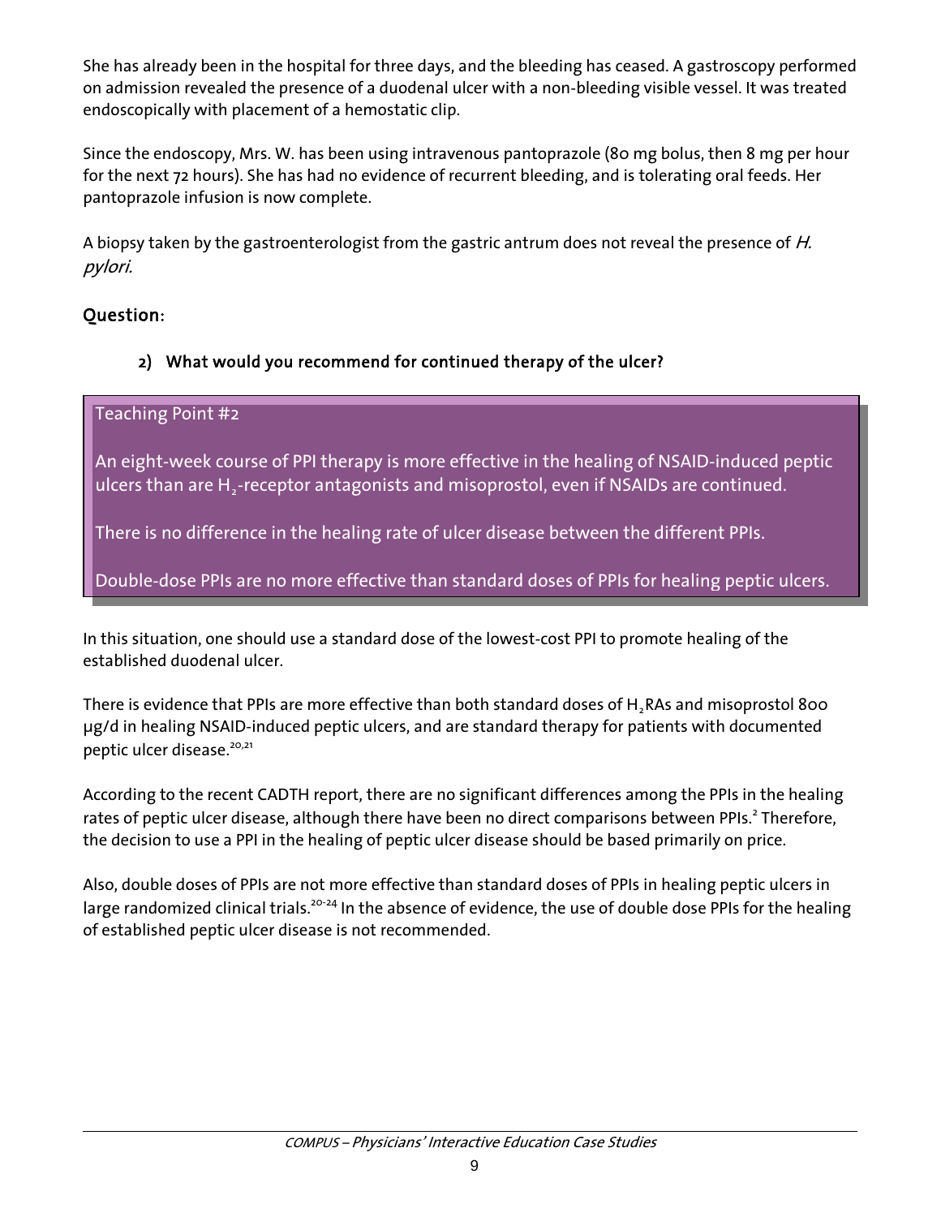She has already been in the hospital for three days, and the bleeding has ceased. A gastroscopy performed on admission revealed the presence of a duodenal ulcer with a non-bleeding visible vessel. It was treated endoscopically with placement of a hemostatic clip.

Since the endoscopy, Mrs. W. has been using intravenous pantoprazole (80 mg bolus, then 8 mg per hour for the next 72 hours). She has had no evidence of recurrent bleeding, and is tolerating oral feeds. Her pantoprazole infusion is now complete.

A biopsy taken by the gastroenterologist from the gastric antrum does not reveal the presence of *H. pylori.*

## Question:

### 2) What would you recommend for continued therapy of the ulcer?

> Teaching Point #2
>
> An eight-week course of PPI therapy is more effective in the healing of NSAID-induced peptic ulcers than are $H_2$-receptor antagonists and misoprostol, even if NSAIDs are continued.
>
> There is no difference in the healing rate of ulcer disease between the different PPIs.
>
> Double-dose PPIs are no more effective than standard doses of PPIs for healing peptic ulcers.

In this situation, one should use a standard dose of the lowest-cost PPI to promote healing of the established duodenal ulcer.

There is evidence that PPIs are more effective than both standard doses of $H_2$RAs and misoprostol 800 μg/d in healing NSAID-induced peptic ulcers, and are standard therapy for patients with documented peptic ulcer disease.[20,21]

According to the recent CADTH report, there are no significant differences among the PPIs in the healing rates of peptic ulcer disease, although there have been no direct comparisons between PPIs.[2] Therefore, the decision to use a PPI in the healing of peptic ulcer disease should be based primarily on price.

Also, double doses of PPIs are not more effective than standard doses of PPIs in healing peptic ulcers in large randomized clinical trials.[20-24] In the absence of evidence, the use of double dose PPIs for the healing of established peptic ulcer disease is not recommended.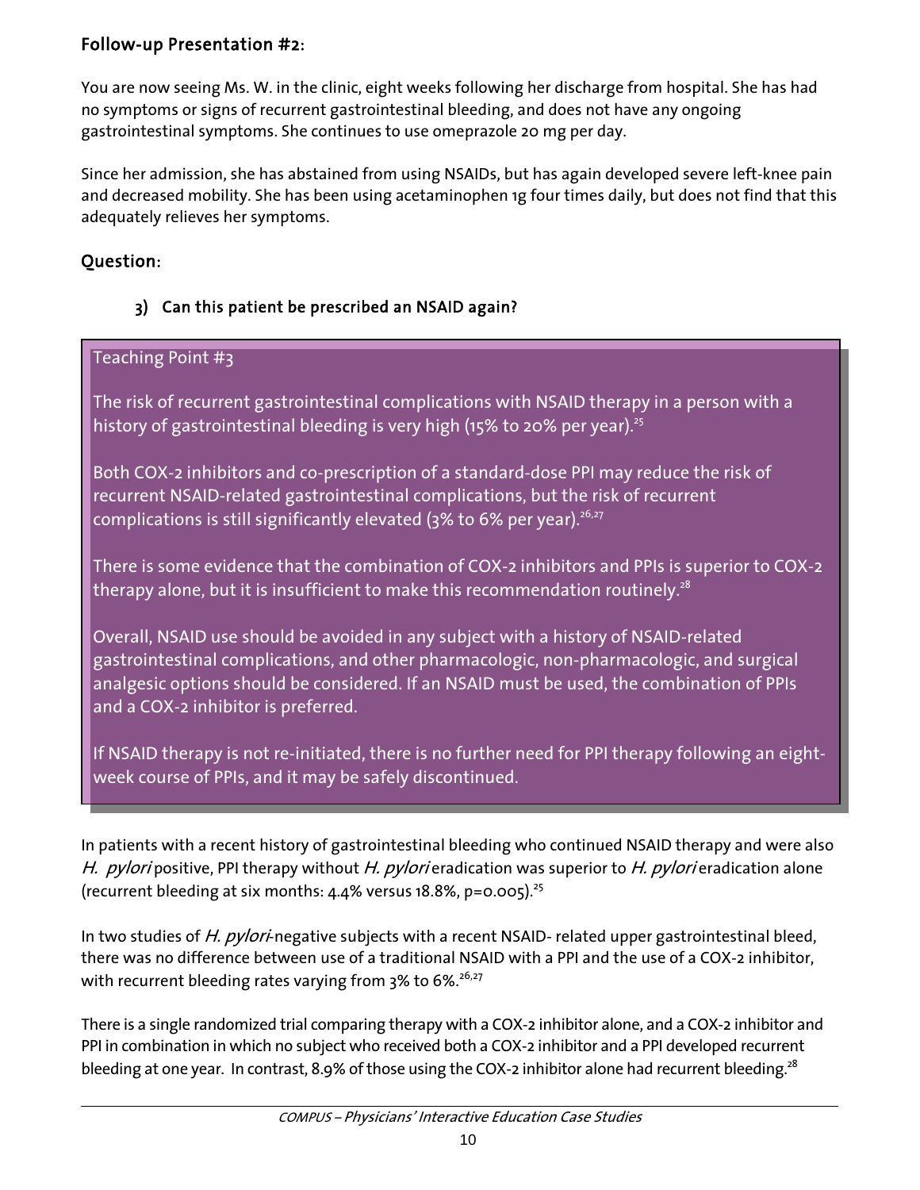## Follow-up Presentation #2:

You are now seeing Ms. W. in the clinic, eight weeks following her discharge from hospital. She has had no symptoms or signs of recurrent gastrointestinal bleeding, and does not have any ongoing gastrointestinal symptoms. She continues to use omeprazole 20 mg per day.

Since her admission, she has abstained from using NSAIDs, but has again developed severe left-knee pain and decreased mobility. She has been using acetaminophen 1g four times daily, but does not find that this adequately relieves her symptoms.

## Question:

### 3) Can this patient be prescribed an NSAID again?

> Teaching Point #3
>
> The risk of recurrent gastrointestinal complications with NSAID therapy in a person with a history of gastrointestinal bleeding is very high (15% to 20% per year).[25]
>
> Both COX-2 inhibitors and co-prescription of a standard-dose PPI may reduce the risk of recurrent NSAID-related gastrointestinal complications, but the risk of recurrent complications is still significantly elevated (3% to 6% per year).[26,27]
>
> There is some evidence that the combination of COX-2 inhibitors and PPIs is superior to COX-2 therapy alone, but it is insufficient to make this recommendation routinely.[28]
>
> Overall, NSAID use should be avoided in any subject with a history of NSAID-related gastrointestinal complications, and other pharmacologic, non-pharmacologic, and surgical analgesic options should be considered. If an NSAID must be used, the combination of PPIs and a COX-2 inhibitor is preferred.
>
> If NSAID therapy is not re-initiated, there is no further need for PPI therapy following an eight-week course of PPIs, and it may be safely discontinued.

In patients with a recent history of gastrointestinal bleeding who continued NSAID therapy and were also *H. pylori* positive, PPI therapy without *H. pylori* eradication was superior to *H. pylori* eradication alone (recurrent bleeding at six months: 4.4% versus 18.8%, p=0.005).[25]

In two studies of *H. pylori*-negative subjects with a recent NSAID- related upper gastrointestinal bleed, there was no difference between use of a traditional NSAID with a PPI and the use of a COX-2 inhibitor, with recurrent bleeding rates varying from 3% to 6%.[26,27]

There is a single randomized trial comparing therapy with a COX-2 inhibitor alone, and a COX-2 inhibitor and PPI in combination in which no subject who received both a COX-2 inhibitor and a PPI developed recurrent bleeding at one year. In contrast, 8.9% of those using the COX-2 inhibitor alone had recurrent bleeding.[28]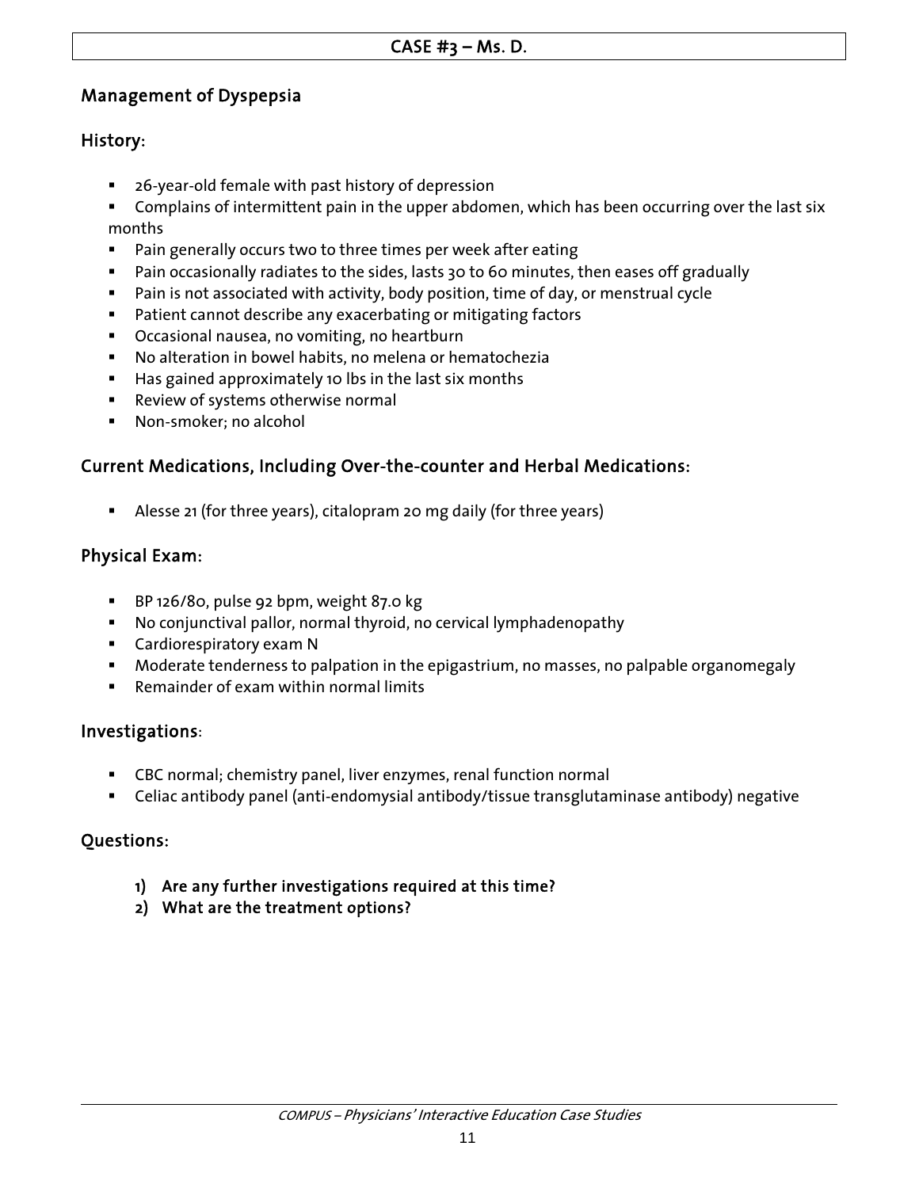## CASE #3 – Ms. D.

### Management of Dyspepsia

### History:

- 26-year-old female with past history of depression
- Complains of intermittent pain in the upper abdomen, which has been occurring over the last six months
- Pain generally occurs two to three times per week after eating
- Pain occasionally radiates to the sides, lasts 30 to 60 minutes, then eases off gradually
- Pain is not associated with activity, body position, time of day, or menstrual cycle
- Patient cannot describe any exacerbating or mitigating factors
- Occasional nausea, no vomiting, no heartburn
- No alteration in bowel habits, no melena or hematochezia
- Has gained approximately 10 lbs in the last six months
- Review of systems otherwise normal
- Non-smoker; no alcohol

### Current Medications, Including Over-the-counter and Herbal Medications:

- Alesse 21 (for three years), citalopram 20 mg daily (for three years)

### Physical Exam:

- BP 126/80, pulse 92 bpm, weight 87.0 kg
- No conjunctival pallor, normal thyroid, no cervical lymphadenopathy
- Cardiorespiratory exam N
- Moderate tenderness to palpation in the epigastrium, no masses, no palpable organomegaly
- Remainder of exam within normal limits

### Investigations:

- CBC normal; chemistry panel, liver enzymes, renal function normal
- Celiac antibody panel (anti-endomysial antibody/tissue transglutaminase antibody) negative

### Questions:

1) **Are any further investigations required at this time?**
2) **What are the treatment options?**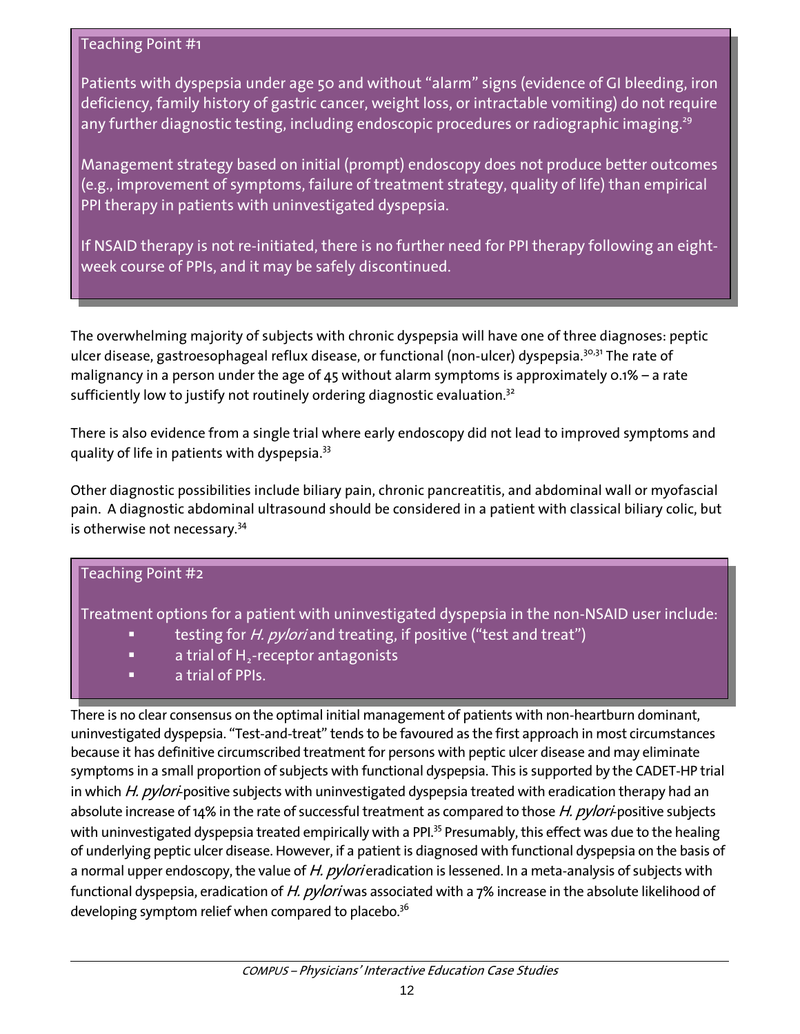**Teaching Point #1**

Patients with dyspepsia under age 50 and without "alarm" signs (evidence of GI bleeding, iron deficiency, family history of gastric cancer, weight loss, or intractable vomiting) do not require any further diagnostic testing, including endoscopic procedures or radiographic imaging.[29]

Management strategy based on initial (prompt) endoscopy does not produce better outcomes (e.g., improvement of symptoms, failure of treatment strategy, quality of life) than empirical PPI therapy in patients with uninvestigated dyspepsia.

If NSAID therapy is not re-initiated, there is no further need for PPI therapy following an eight-week course of PPIs, and it may be safely discontinued.

The overwhelming majority of subjects with chronic dyspepsia will have one of three diagnoses: peptic ulcer disease, gastroesophageal reflux disease, or functional (non-ulcer) dyspepsia.[30,31] The rate of malignancy in a person under the age of 45 without alarm symptoms is approximately 0.1% – a rate sufficiently low to justify not routinely ordering diagnostic evaluation.[32]

There is also evidence from a single trial where early endoscopy did not lead to improved symptoms and quality of life in patients with dyspepsia.[33]

Other diagnostic possibilities include biliary pain, chronic pancreatitis, and abdominal wall or myofascial pain. A diagnostic abdominal ultrasound should be considered in a patient with classical biliary colic, but is otherwise not necessary.[34]

**Teaching Point #2**

Treatment options for a patient with uninvestigated dyspepsia in the non-NSAID user include:

- testing for *H. pylori* and treating, if positive ("test and treat")
- a trial of $H_2$-receptor antagonists
- a trial of PPIs.

There is no clear consensus on the optimal initial management of patients with non-heartburn dominant, uninvestigated dyspepsia. "Test-and-treat" tends to be favoured as the first approach in most circumstances because it has definitive circumscribed treatment for persons with peptic ulcer disease and may eliminate symptoms in a small proportion of subjects with functional dyspepsia. This is supported by the CADET-HP trial in which *H. pylori*-positive subjects with uninvestigated dyspepsia treated with eradication therapy had an absolute increase of 14% in the rate of successful treatment as compared to those *H. pylori*-positive subjects with uninvestigated dyspepsia treated empirically with a PPI.[35] Presumably, this effect was due to the healing of underlying peptic ulcer disease. However, if a patient is diagnosed with functional dyspepsia on the basis of a normal upper endoscopy, the value of *H. pylori* eradication is lessened. In a meta-analysis of subjects with functional dyspepsia, eradication of *H. pylori* was associated with a 7% increase in the absolute likelihood of developing symptom relief when compared to placebo.[36]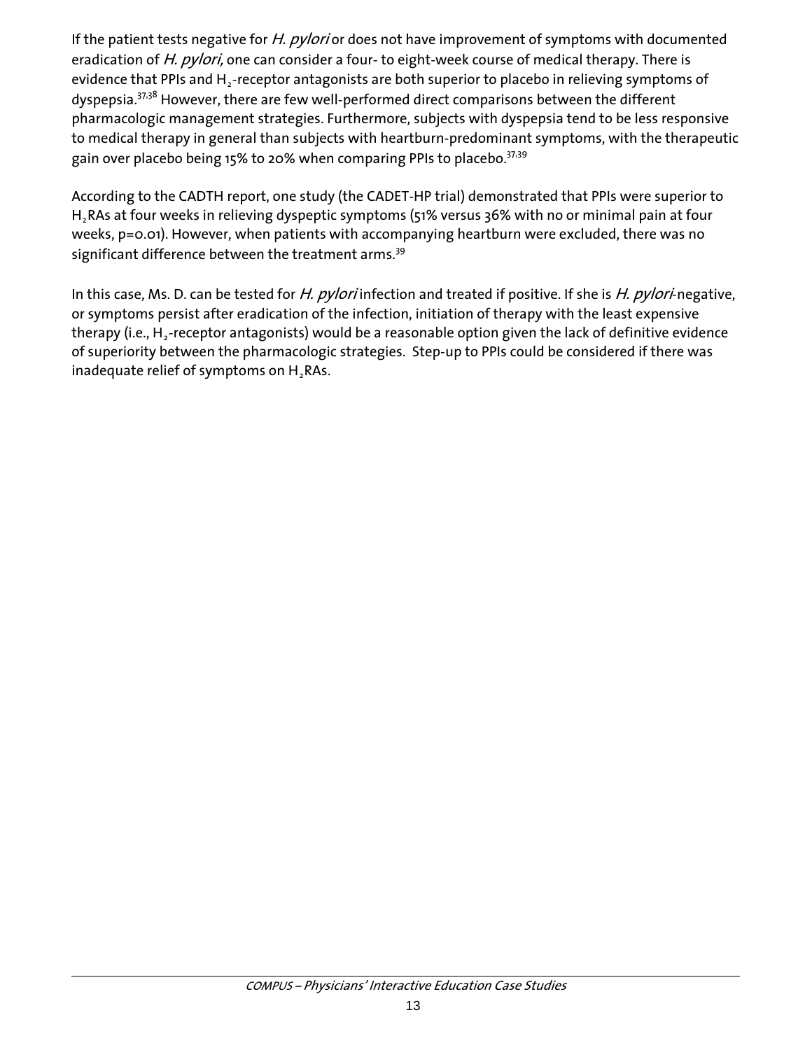If the patient tests negative for *H. pylori* or does not have improvement of symptoms with documented eradication of *H. pylori,* one can consider a four- to eight-week course of medical therapy. There is evidence that PPIs and $H_2$-receptor antagonists are both superior to placebo in relieving symptoms of dyspepsia.[37,38] However, there are few well-performed direct comparisons between the different pharmacologic management strategies. Furthermore, subjects with dyspepsia tend to be less responsive to medical therapy in general than subjects with heartburn-predominant symptoms, with the therapeutic gain over placebo being 15% to 20% when comparing PPIs to placebo.[37,39]

According to the CADTH report, one study (the CADET-HP trial) demonstrated that PPIs were superior to $H_2$RAs at four weeks in relieving dyspeptic symptoms (51% versus 36% with no or minimal pain at four weeks, $p=0.01$). However, when patients with accompanying heartburn were excluded, there was no significant difference between the treatment arms.[39]

In this case, Ms. D. can be tested for *H. pylori* infection and treated if positive. If she is *H. pylori*-negative, or symptoms persist after eradication of the infection, initiation of therapy with the least expensive therapy (i.e., $H_2$-receptor antagonists) would be a reasonable option given the lack of definitive evidence of superiority between the pharmacologic strategies. Step-up to PPIs could be considered if there was inadequate relief of symptoms on $H_2$RAs.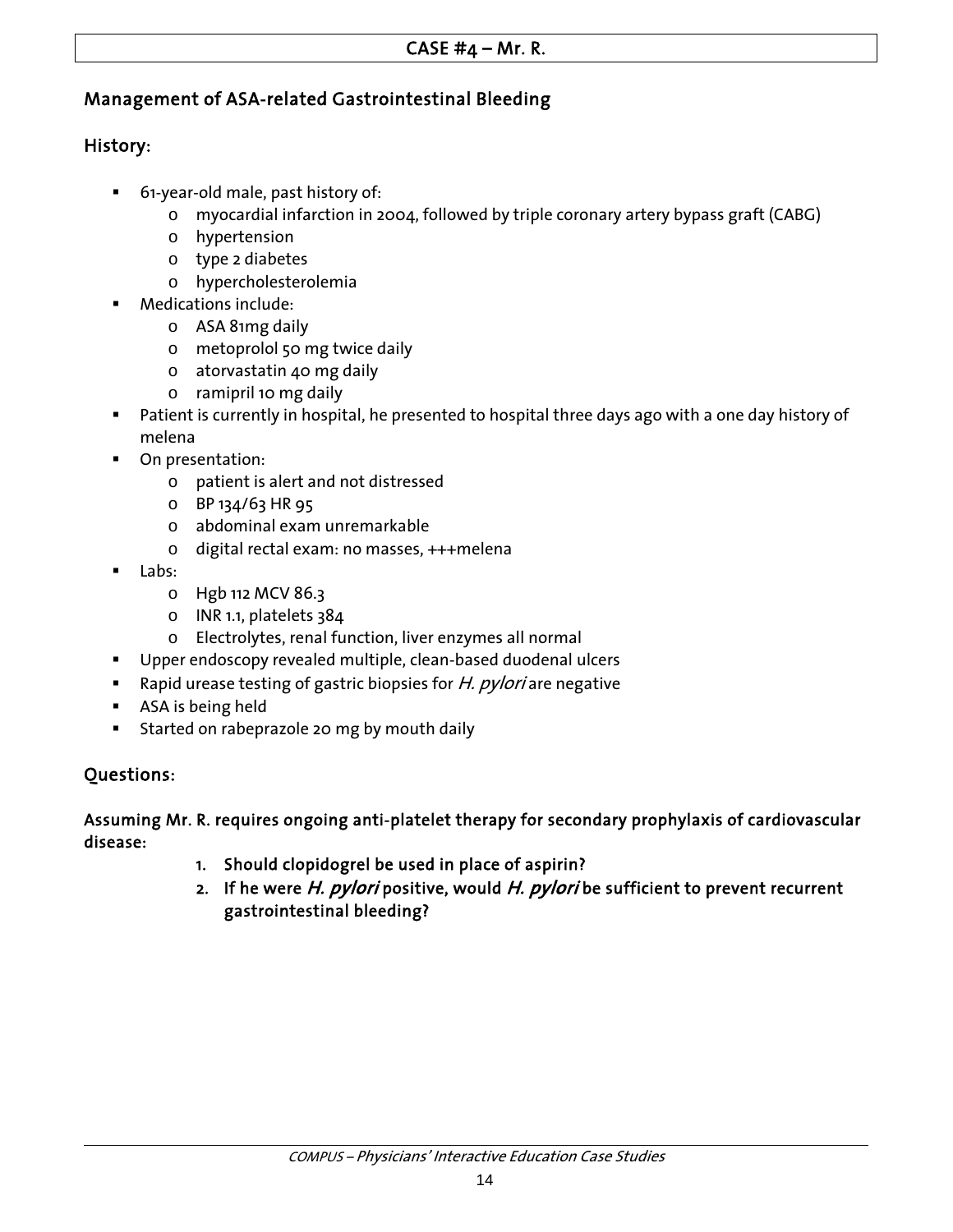# CASE #4 – Mr. R.

## Management of ASA-related Gastrointestinal Bleeding

## History:

- 61-year-old male, past history of:
  - myocardial infarction in 2004, followed by triple coronary artery bypass graft (CABG)
  - hypertension
  - type 2 diabetes
  - hypercholesterolemia
- Medications include:
  - ASA 81mg daily
  - metoprolol 50 mg twice daily
  - atorvastatin 40 mg daily
  - ramipril 10 mg daily
- Patient is currently in hospital, he presented to hospital three days ago with a one day history of melena
- On presentation:
  - patient is alert and not distressed
  - BP 134/63 HR 95
  - abdominal exam unremarkable
  - digital rectal exam: no masses, +++melena
- Labs:
  - Hgb 112 MCV 86.3
  - INR 1.1, platelets 384
  - Electrolytes, renal function, liver enzymes all normal
- Upper endoscopy revealed multiple, clean-based duodenal ulcers
- Rapid urease testing of gastric biopsies for *H. pylori* are negative
- ASA is being held
- Started on rabeprazole 20 mg by mouth daily

## Questions:

**Assuming Mr. R. requires ongoing anti-platelet therapy for secondary prophylaxis of cardiovascular disease:**

1. **Should clopidogrel be used in place of aspirin?**
2. **If he were *H. pylori* positive, would *H. pylori* be sufficient to prevent recurrent gastrointestinal bleeding?**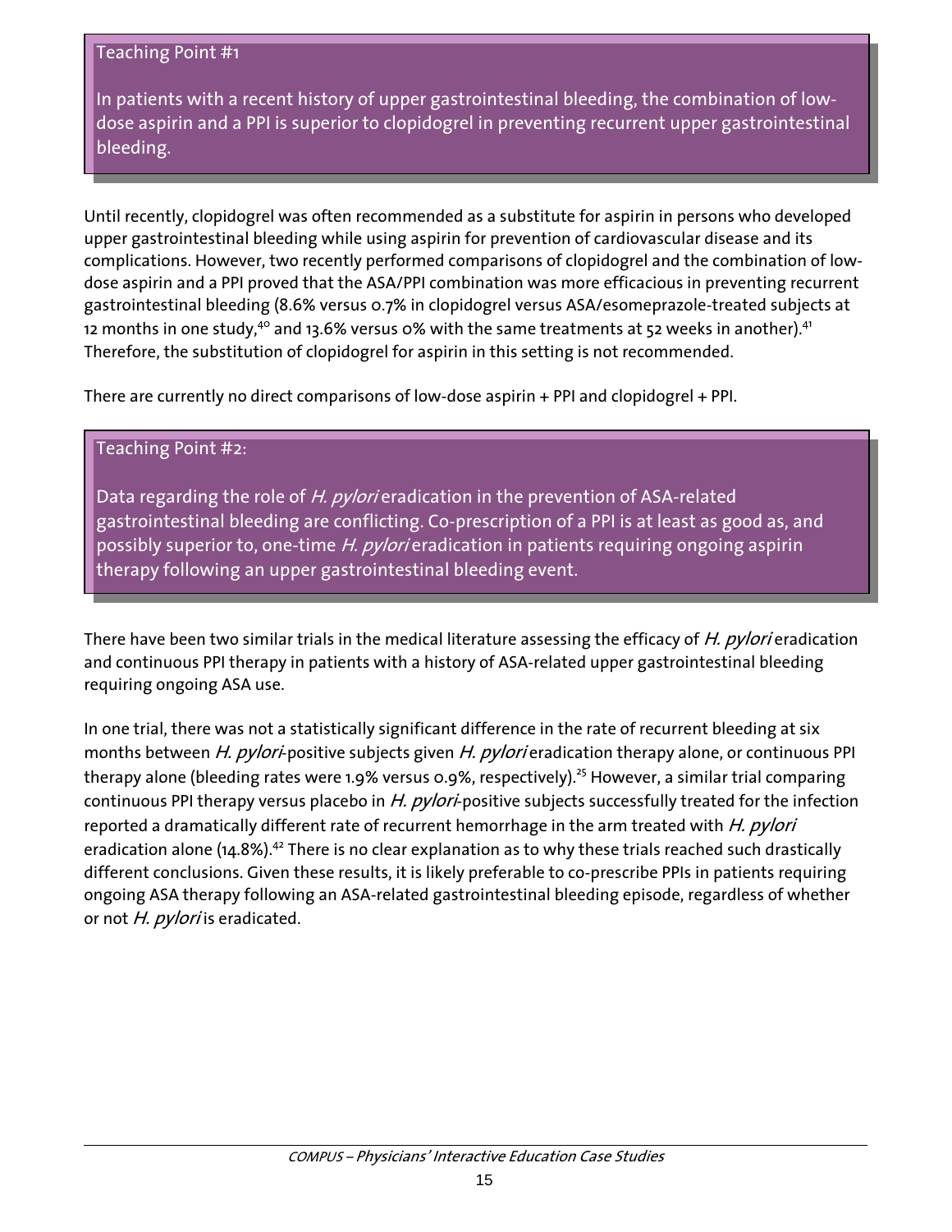Teaching Point #1

In patients with a recent history of upper gastrointestinal bleeding, the combination of low-dose aspirin and a PPI is superior to clopidogrel in preventing recurrent upper gastrointestinal bleeding.

Until recently, clopidogrel was often recommended as a substitute for aspirin in persons who developed upper gastrointestinal bleeding while using aspirin for prevention of cardiovascular disease and its complications. However, two recently performed comparisons of clopidogrel and the combination of low-dose aspirin and a PPI proved that the ASA/PPI combination was more efficacious in preventing recurrent gastrointestinal bleeding (8.6% versus 0.7% in clopidogrel versus ASA/esomeprazole-treated subjects at 12 months in one study,[40] and 13.6% versus 0% with the same treatments at 52 weeks in another).[41] Therefore, the substitution of clopidogrel for aspirin in this setting is not recommended.

There are currently no direct comparisons of low-dose aspirin + PPI and clopidogrel + PPI.

Teaching Point #2:

Data regarding the role of *H. pylori* eradication in the prevention of ASA-related gastrointestinal bleeding are conflicting. Co-prescription of a PPI is at least as good as, and possibly superior to, one-time *H. pylori* eradication in patients requiring ongoing aspirin therapy following an upper gastrointestinal bleeding event.

There have been two similar trials in the medical literature assessing the efficacy of *H. pylori* eradication and continuous PPI therapy in patients with a history of ASA-related upper gastrointestinal bleeding requiring ongoing ASA use.

In one trial, there was not a statistically significant difference in the rate of recurrent bleeding at six months between *H. pylori*-positive subjects given *H. pylori* eradication therapy alone, or continuous PPI therapy alone (bleeding rates were 1.9% versus 0.9%, respectively).[25] However, a similar trial comparing continuous PPI therapy versus placebo in *H. pylori*-positive subjects successfully treated for the infection reported a dramatically different rate of recurrent hemorrhage in the arm treated with *H. pylori* eradication alone (14.8%).[42] There is no clear explanation as to why these trials reached such drastically different conclusions. Given these results, it is likely preferable to co-prescribe PPIs in patients requiring ongoing ASA therapy following an ASA-related gastrointestinal bleeding episode, regardless of whether or not *H. pylori* is eradicated.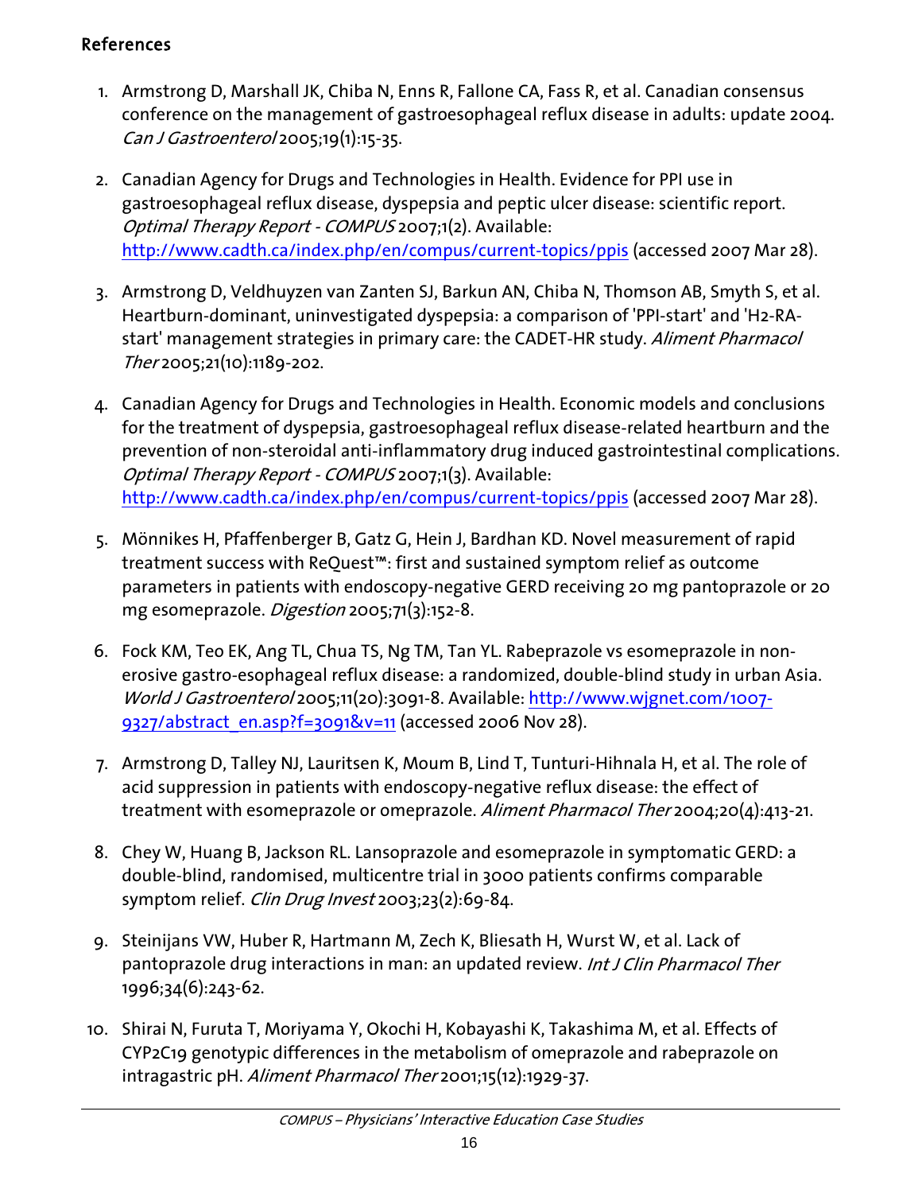## References

1. Armstrong D, Marshall JK, Chiba N, Enns R, Fallone CA, Fass R, et al. Canadian consensus conference on the management of gastroesophageal reflux disease in adults: update 2004. *Can J Gastroenterol* 2005;19(1):15-35.

2. Canadian Agency for Drugs and Technologies in Health. Evidence for PPI use in gastroesophageal reflux disease, dyspepsia and peptic ulcer disease: scientific report. *Optimal Therapy Report - COMPUS* 2007;1(2). Available: http://www.cadth.ca/index.php/en/compus/current-topics/ppis (accessed 2007 Mar 28).

3. Armstrong D, Veldhuyzen van Zanten SJ, Barkun AN, Chiba N, Thomson AB, Smyth S, et al. Heartburn-dominant, uninvestigated dyspepsia: a comparison of 'PPI-start' and 'H2-RA-start' management strategies in primary care: the CADET-HR study. *Aliment Pharmacol Ther* 2005;21(10):1189-202.

4. Canadian Agency for Drugs and Technologies in Health. Economic models and conclusions for the treatment of dyspepsia, gastroesophageal reflux disease-related heartburn and the prevention of non-steroidal anti-inflammatory drug induced gastrointestinal complications. *Optimal Therapy Report - COMPUS* 2007;1(3). Available: http://www.cadth.ca/index.php/en/compus/current-topics/ppis (accessed 2007 Mar 28).

5. Mönnikes H, Pfaffenberger B, Gatz G, Hein J, Bardhan KD. Novel measurement of rapid treatment success with ReQuest™: first and sustained symptom relief as outcome parameters in patients with endoscopy-negative GERD receiving 20 mg pantoprazole or 20 mg esomeprazole. *Digestion* 2005;71(3):152-8.

6. Fock KM, Teo EK, Ang TL, Chua TS, Ng TM, Tan YL. Rabeprazole vs esomeprazole in non-erosive gastro-esophageal reflux disease: a randomized, double-blind study in urban Asia. *World J Gastroenterol* 2005;11(20):3091-8. Available: http://www.wjgnet.com/1007-9327/abstract_en.asp?f=3091&v=11 (accessed 2006 Nov 28).

7. Armstrong D, Talley NJ, Lauritsen K, Moum B, Lind T, Tunturi-Hihnala H, et al. The role of acid suppression in patients with endoscopy-negative reflux disease: the effect of treatment with esomeprazole or omeprazole. *Aliment Pharmacol Ther* 2004;20(4):413-21.

8. Chey W, Huang B, Jackson RL. Lansoprazole and esomeprazole in symptomatic GERD: a double-blind, randomised, multicentre trial in 3000 patients confirms comparable symptom relief. *Clin Drug Invest* 2003;23(2):69-84.

9. Steinijans VW, Huber R, Hartmann M, Zech K, Bliesath H, Wurst W, et al. Lack of pantoprazole drug interactions in man: an updated review. *Int J Clin Pharmacol Ther* 1996;34(6):243-62.

10. Shirai N, Furuta T, Moriyama Y, Okochi H, Kobayashi K, Takashima M, et al. Effects of CYP2C19 genotypic differences in the metabolism of omeprazole and rabeprazole on intragastric pH. *Aliment Pharmacol Ther* 2001;15(12):1929-37.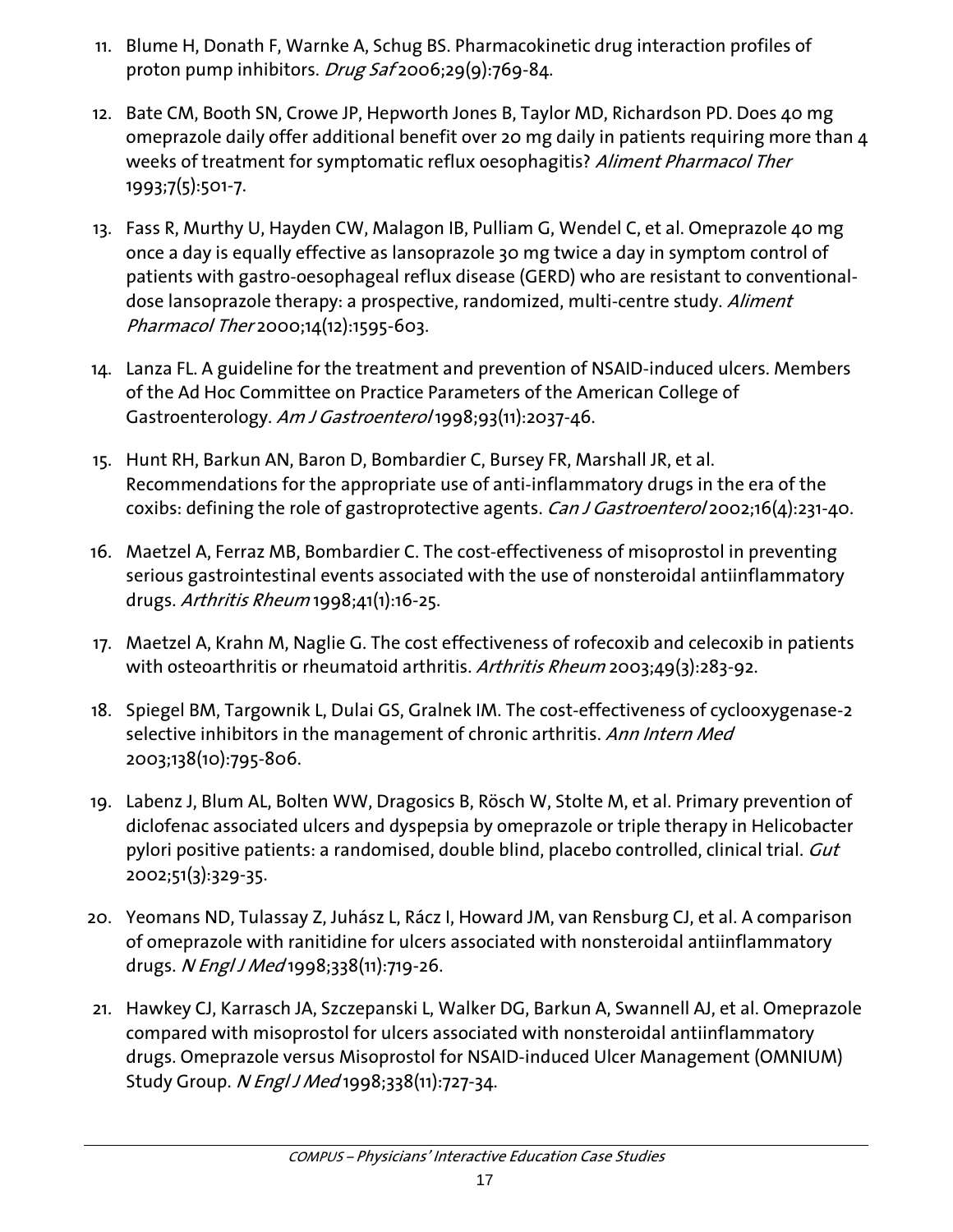11. Blume H, Donath F, Warnke A, Schug BS. Pharmacokinetic drug interaction profiles of proton pump inhibitors. *Drug Saf* 2006;29(9):769-84.

12. Bate CM, Booth SN, Crowe JP, Hepworth Jones B, Taylor MD, Richardson PD. Does 40 mg omeprazole daily offer additional benefit over 20 mg daily in patients requiring more than 4 weeks of treatment for symptomatic reflux oesophagitis? *Aliment Pharmacol Ther* 1993;7(5):501-7.

13. Fass R, Murthy U, Hayden CW, Malagon IB, Pulliam G, Wendel C, et al. Omeprazole 40 mg once a day is equally effective as lansoprazole 30 mg twice a day in symptom control of patients with gastro-oesophageal reflux disease (GERD) who are resistant to conventional-dose lansoprazole therapy: a prospective, randomized, multi-centre study. *Aliment Pharmacol Ther* 2000;14(12):1595-603.

14. Lanza FL. A guideline for the treatment and prevention of NSAID-induced ulcers. Members of the Ad Hoc Committee on Practice Parameters of the American College of Gastroenterology. *Am J Gastroenterol* 1998;93(11):2037-46.

15. Hunt RH, Barkun AN, Baron D, Bombardier C, Bursey FR, Marshall JR, et al. Recommendations for the appropriate use of anti-inflammatory drugs in the era of the coxibs: defining the role of gastroprotective agents. *Can J Gastroenterol* 2002;16(4):231-40.

16. Maetzel A, Ferraz MB, Bombardier C. The cost-effectiveness of misoprostol in preventing serious gastrointestinal events associated with the use of nonsteroidal antiinflammatory drugs. *Arthritis Rheum* 1998;41(1):16-25.

17. Maetzel A, Krahn M, Naglie G. The cost effectiveness of rofecoxib and celecoxib in patients with osteoarthritis or rheumatoid arthritis. *Arthritis Rheum* 2003;49(3):283-92.

18. Spiegel BM, Targownik L, Dulai GS, Gralnek IM. The cost-effectiveness of cyclooxygenase-2 selective inhibitors in the management of chronic arthritis. *Ann Intern Med* 2003;138(10):795-806.

19. Labenz J, Blum AL, Bolten WW, Dragosics B, Rösch W, Stolte M, et al. Primary prevention of diclofenac associated ulcers and dyspepsia by omeprazole or triple therapy in Helicobacter pylori positive patients: a randomised, double blind, placebo controlled, clinical trial. *Gut* 2002;51(3):329-35.

20. Yeomans ND, Tulassay Z, Juhász L, Rácz I, Howard JM, van Rensburg CJ, et al. A comparison of omeprazole with ranitidine for ulcers associated with nonsteroidal antiinflammatory drugs. *N Engl J Med* 1998;338(11):719-26.

21. Hawkey CJ, Karrasch JA, Szczepanski L, Walker DG, Barkun A, Swannell AJ, et al. Omeprazole compared with misoprostol for ulcers associated with nonsteroidal antiinflammatory drugs. Omeprazole versus Misoprostol for NSAID-induced Ulcer Management (OMNIUM) Study Group. *N Engl J Med* 1998;338(11):727-34.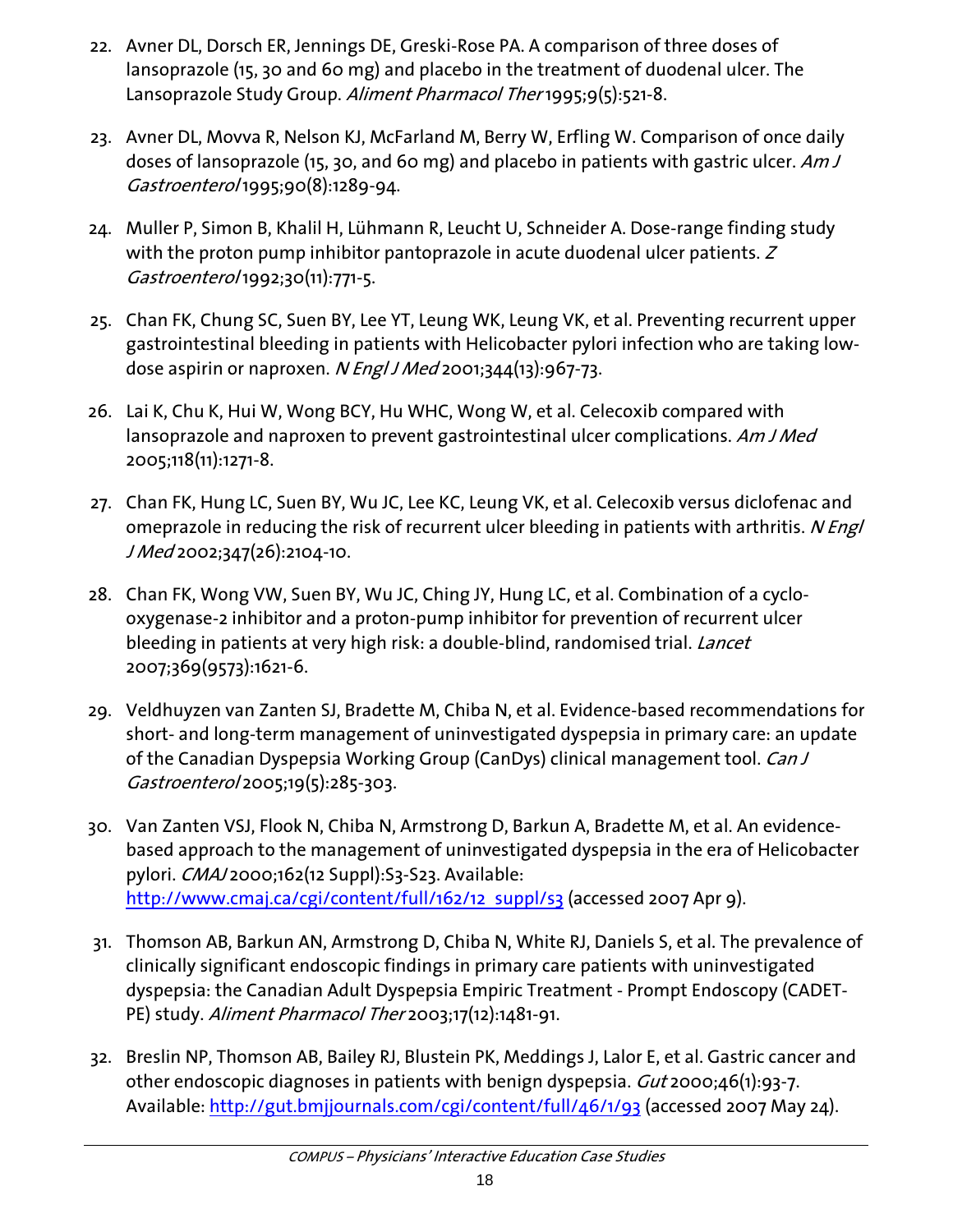22. Avner DL, Dorsch ER, Jennings DE, Greski-Rose PA. A comparison of three doses of lansoprazole (15, 30 and 60 mg) and placebo in the treatment of duodenal ulcer. The Lansoprazole Study Group. *Aliment Pharmacol Ther* 1995;9(5):521-8.

23. Avner DL, Movva R, Nelson KJ, McFarland M, Berry W, Erfling W. Comparison of once daily doses of lansoprazole (15, 30, and 60 mg) and placebo in patients with gastric ulcer. *Am J Gastroenterol* 1995;90(8):1289-94.

24. Muller P, Simon B, Khalil H, Lühmann R, Leucht U, Schneider A. Dose-range finding study with the proton pump inhibitor pantoprazole in acute duodenal ulcer patients. *Z Gastroenterol* 1992;30(11):771-5.

25. Chan FK, Chung SC, Suen BY, Lee YT, Leung WK, Leung VK, et al. Preventing recurrent upper gastrointestinal bleeding in patients with Helicobacter pylori infection who are taking low-dose aspirin or naproxen. *N Engl J Med* 2001;344(13):967-73.

26. Lai K, Chu K, Hui W, Wong BCY, Hu WHC, Wong W, et al. Celecoxib compared with lansoprazole and naproxen to prevent gastrointestinal ulcer complications. *Am J Med* 2005;118(11):1271-8.

27. Chan FK, Hung LC, Suen BY, Wu JC, Lee KC, Leung VK, et al. Celecoxib versus diclofenac and omeprazole in reducing the risk of recurrent ulcer bleeding in patients with arthritis. *N Engl J Med* 2002;347(26):2104-10.

28. Chan FK, Wong VW, Suen BY, Wu JC, Ching JY, Hung LC, et al. Combination of a cyclo-oxygenase-2 inhibitor and a proton-pump inhibitor for prevention of recurrent ulcer bleeding in patients at very high risk: a double-blind, randomised trial. *Lancet* 2007;369(9573):1621-6.

29. Veldhuyzen van Zanten SJ, Bradette M, Chiba N, et al. Evidence-based recommendations for short- and long-term management of uninvestigated dyspepsia in primary care: an update of the Canadian Dyspepsia Working Group (CanDys) clinical management tool. *Can J Gastroenterol* 2005;19(5):285-303.

30. Van Zanten VSJ, Flook N, Chiba N, Armstrong D, Barkun A, Bradette M, et al. An evidence-based approach to the management of uninvestigated dyspepsia in the era of Helicobacter pylori. *CMAJ* 2000;162(12 Suppl):S3-S23. Available: [http://www.cmaj.ca/cgi/content/full/162/12_suppl/s3](http://www.cmaj.ca/cgi/content/full/162/12_suppl/s3) (accessed 2007 Apr 9).

31. Thomson AB, Barkun AN, Armstrong D, Chiba N, White RJ, Daniels S, et al. The prevalence of clinically significant endoscopic findings in primary care patients with uninvestigated dyspepsia: the Canadian Adult Dyspepsia Empiric Treatment - Prompt Endoscopy (CADET-PE) study. *Aliment Pharmacol Ther* 2003;17(12):1481-91.

32. Breslin NP, Thomson AB, Bailey RJ, Blustein PK, Meddings J, Lalor E, et al. Gastric cancer and other endoscopic diagnoses in patients with benign dyspepsia. *Gut* 2000;46(1):93-7. Available: [http://gut.bmjjournals.com/cgi/content/full/46/1/93](http://gut.bmjjournals.com/cgi/content/full/46/1/93) (accessed 2007 May 24).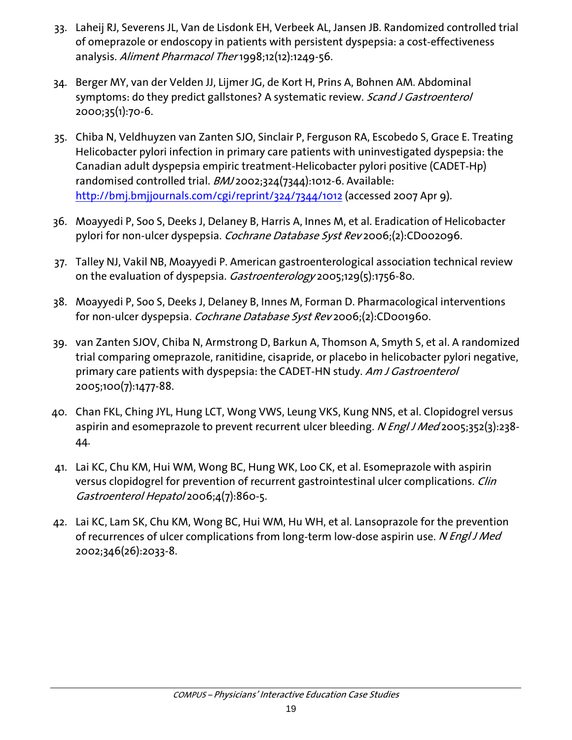33. Laheij RJ, Severens JL, Van de Lisdonk EH, Verbeek AL, Jansen JB. Randomized controlled trial of omeprazole or endoscopy in patients with persistent dyspepsia: a cost-effectiveness analysis. *Aliment Pharmacol Ther* 1998;12(12):1249-56.

34. Berger MY, van der Velden JJ, Lijmer JG, de Kort H, Prins A, Bohnen AM. Abdominal symptoms: do they predict gallstones? A systematic review. *Scand J Gastroenterol* 2000;35(1):70-6.

35. Chiba N, Veldhuyzen van Zanten SJO, Sinclair P, Ferguson RA, Escobedo S, Grace E. Treating Helicobacter pylori infection in primary care patients with uninvestigated dyspepsia: the Canadian adult dyspepsia empiric treatment-Helicobacter pylori positive (CADET-Hp) randomised controlled trial. *BMJ* 2002;324(7344):1012-6. Available: http://bmj.bmjjournals.com/cgi/reprint/324/7344/1012 (accessed 2007 Apr 9).

36. Moayyedi P, Soo S, Deeks J, Delaney B, Harris A, Innes M, et al. Eradication of Helicobacter pylori for non-ulcer dyspepsia. *Cochrane Database Syst Rev* 2006;(2):CD002096.

37. Talley NJ, Vakil NB, Moayyedi P. American gastroenterological association technical review on the evaluation of dyspepsia. *Gastroenterology* 2005;129(5):1756-80.

38. Moayyedi P, Soo S, Deeks J, Delaney B, Innes M, Forman D. Pharmacological interventions for non-ulcer dyspepsia. *Cochrane Database Syst Rev* 2006;(2):CD001960.

39. van Zanten SJOV, Chiba N, Armstrong D, Barkun A, Thomson A, Smyth S, et al. A randomized trial comparing omeprazole, ranitidine, cisapride, or placebo in helicobacter pylori negative, primary care patients with dyspepsia: the CADET-HN study. *Am J Gastroenterol* 2005;100(7):1477-88.

40. Chan FKL, Ching JYL, Hung LCT, Wong VWS, Leung VKS, Kung NNS, et al. Clopidogrel versus aspirin and esomeprazole to prevent recurrent ulcer bleeding. *N Engl J Med* 2005;352(3):238-44.

41. Lai KC, Chu KM, Hui WM, Wong BC, Hung WK, Loo CK, et al. Esomeprazole with aspirin versus clopidogrel for prevention of recurrent gastrointestinal ulcer complications. *Clin Gastroenterol Hepatol* 2006;4(7):860-5.

42. Lai KC, Lam SK, Chu KM, Wong BC, Hui WM, Hu WH, et al. Lansoprazole for the prevention of recurrences of ulcer complications from long-term low-dose aspirin use. *N Engl J Med* 2002;346(26):2033-8.